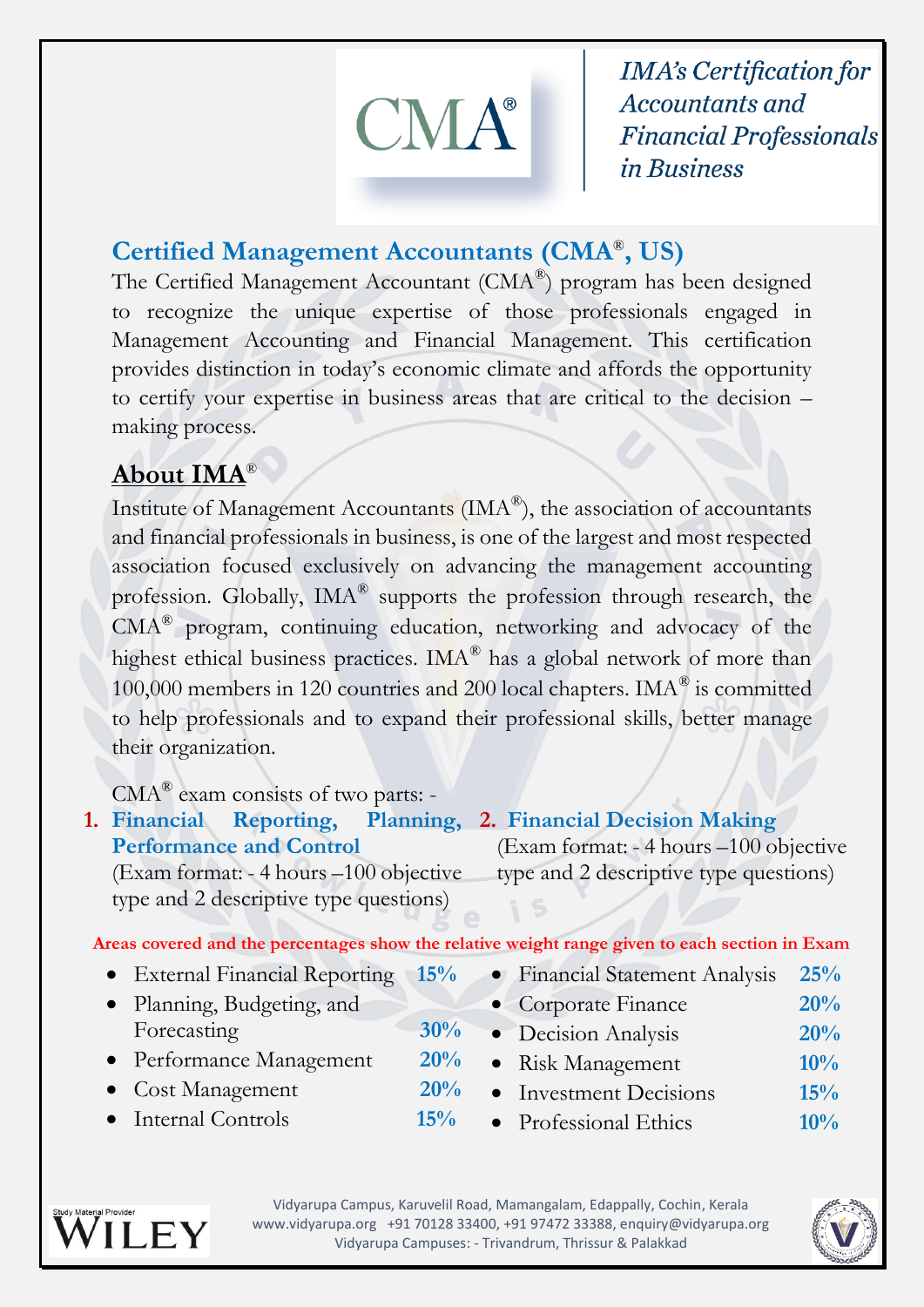CMA®

*IMA's Certification for Accountants and Financial Professionals in Business*

## Certified Management Accountants (CMA®, US)

The Certified Management Accountant (CMA®) program has been designed to recognize the unique expertise of those professionals engaged in Management Accounting and Financial Management. This certification provides distinction in today's economic climate and affords the opportunity to certify your expertise in business areas that are critical to the decision – making process.

## About IMA®

Institute of Management Accountants (IMA®), the association of accountants and financial professionals in business, is one of the largest and most respected association focused exclusively on advancing the management accounting profession. Globally, IMA® supports the profession through research, the CMA® program, continuing education, networking and advocacy of the highest ethical business practices. IMA® has a global network of more than 100,000 members in 120 countries and 200 local chapters. IMA® is committed to help professionals and to expand their professional skills, better manage their organization.

CMA® exam consists of two parts: -

1. **Financial Reporting, Planning, Performance and Control**
   (Exam format: - 4 hours –100 objective type and 2 descriptive type questions)
2. **Financial Decision Making**
   (Exam format: - 4 hours –100 objective type and 2 descriptive type questions)

**Areas covered and the percentages show the relative weight range given to each section in Exam**

Part 1:

- External Financial Reporting **15%**
- Planning, Budgeting, and Forecasting **30%**
- Performance Management **20%**
- Cost Management **20%**
- Internal Controls **15%**

Part 2:

- Financial Statement Analysis **25%**
- Corporate Finance **20%**
- Decision Analysis **20%**
- Risk Management **10%**
- Investment Decisions **15%**
- Professional Ethics **10%**

Study Material Provider WILEY

Vidyarupa Campus, Karuvelil Road, Mamangalam, Edappally, Cochin, Kerala
www.vidyarupa.org +91 70128 33400, +91 97472 33388, enquiry@vidyarupa.org
Vidyarupa Campuses: - Trivandrum, Thrissur & Palakkad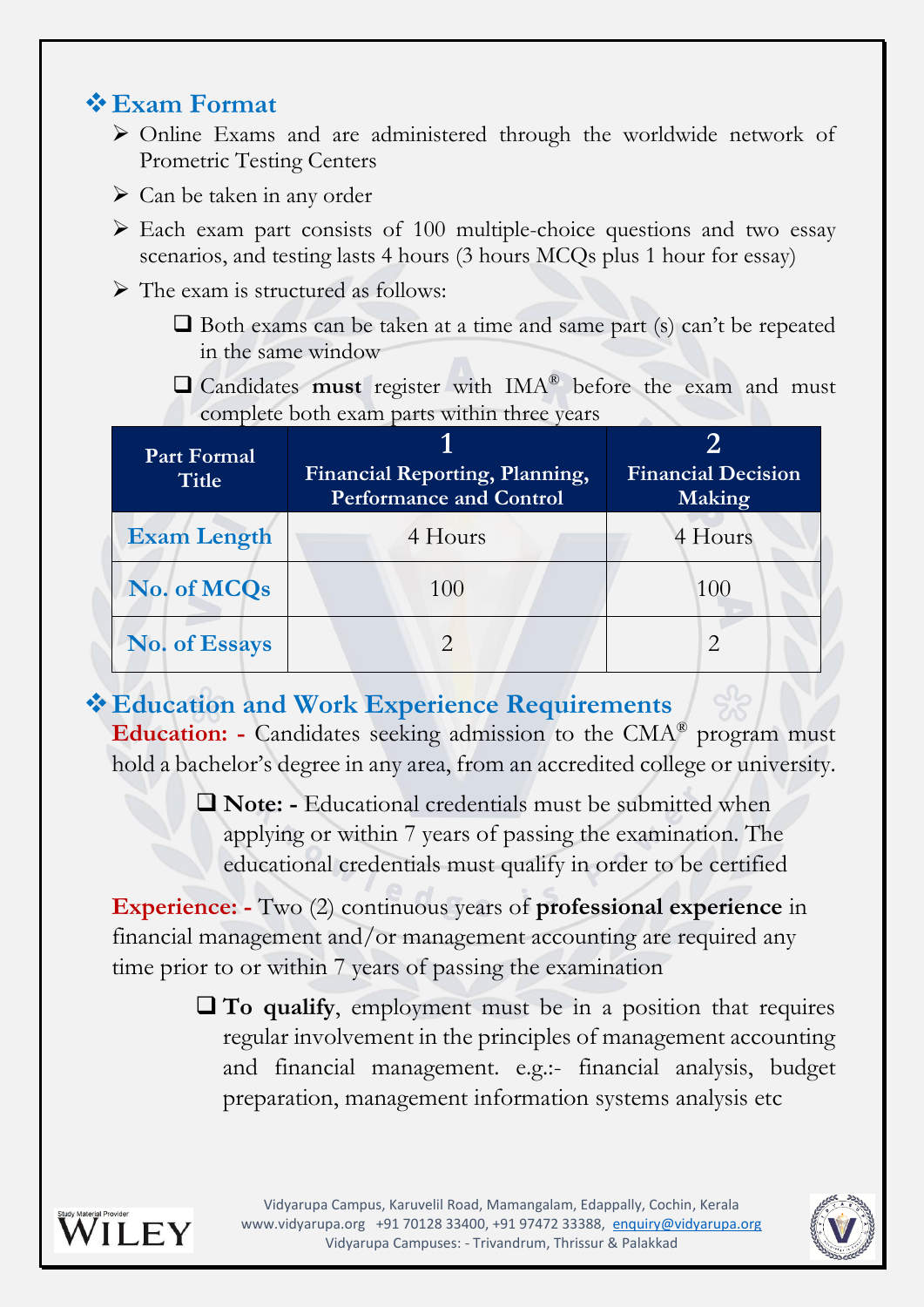## ❖ Exam Format

- ➢ Online Exams and are administered through the worldwide network of Prometric Testing Centers
- ➢ Can be taken in any order
- ➢ Each exam part consists of 100 multiple-choice questions and two essay scenarios, and testing lasts 4 hours (3 hours MCQs plus 1 hour for essay)
- ➢ The exam is structured as follows:
  - ❑ Both exams can be taken at a time and same part (s) can't be repeated in the same window
  - ❑ Candidates **must** register with IMA® before the exam and must complete both exam parts within three years

| Part Formal Title | 1 Financial Reporting, Planning, Performance and Control | 2 Financial Decision Making |
|---|---|---|
| **Exam Length** | 4 Hours | 4 Hours |
| **No. of MCQs** | 100 | 100 |
| **No. of Essays** | 2 | 2 |

## ❖ Education and Work Experience Requirements

**Education: -** Candidates seeking admission to the CMA® program must hold a bachelor's degree in any area, from an accredited college or university.

- ❑ **Note: -** Educational credentials must be submitted when applying or within 7 years of passing the examination. The educational credentials must qualify in order to be certified

**Experience: -** Two (2) continuous years of **professional experience** in financial management and/or management accounting are required any time prior to or within 7 years of passing the examination

- ❑ **To qualify**, employment must be in a position that requires regular involvement in the principles of management accounting and financial management. e.g.:- financial analysis, budget preparation, management information systems analysis etc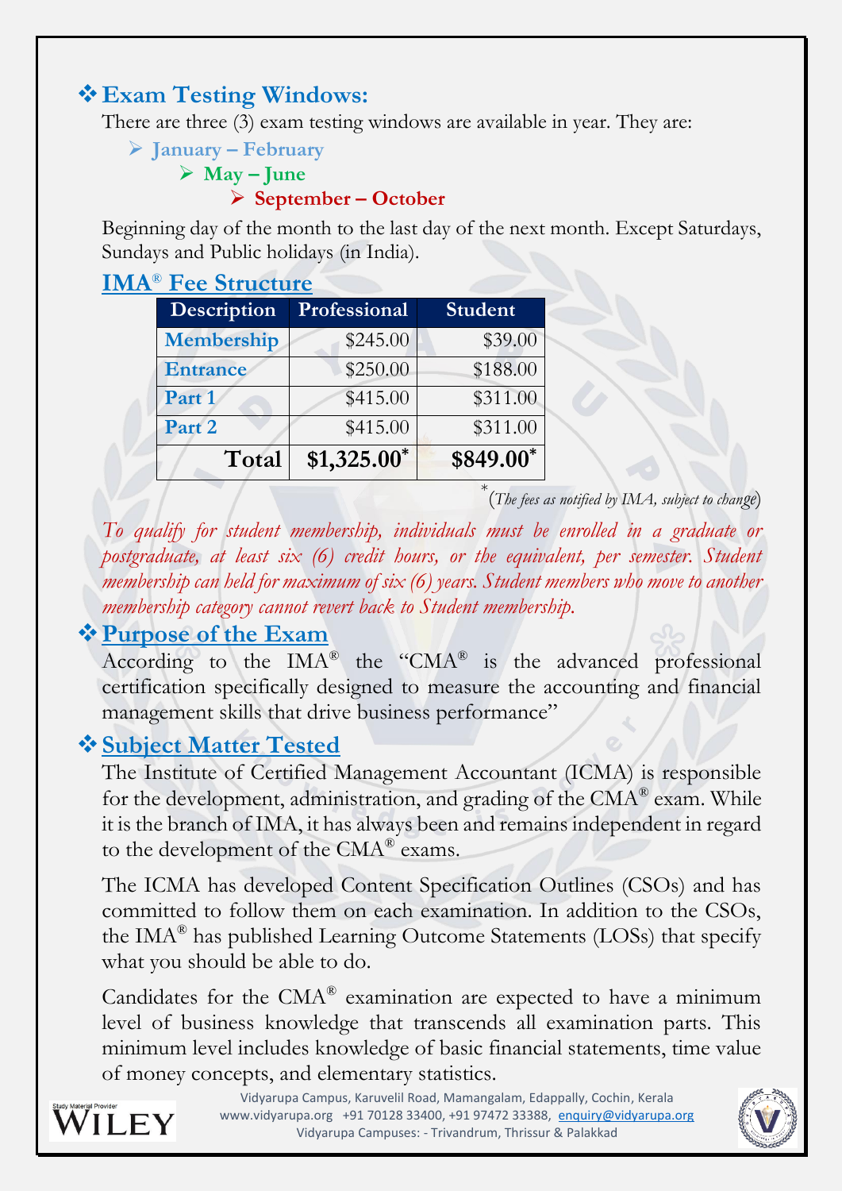## ❖ Exam Testing Windows:

There are three (3) exam testing windows are available in year. They are:

- **January – February**
    - **May – June**
        - **September – October**

Beginning day of the month to the last day of the next month. Except Saturdays, Sundays and Public holidays (in India).

## IMA® Fee Structure

| Description | Professional | Student |
|---|---|---|
| **Membership** | $245.00 | $39.00 |
| **Entrance** | $250.00 | $188.00 |
| **Part 1** | $415.00 | $311.00 |
| **Part 2** | $415.00 | $311.00 |
| **Total** | **$1,325.00*** | **$849.00*** |

*(The fees as notified by IMA, subject to change)

*To qualify for student membership, individuals must be enrolled in a graduate or postgraduate, at least six (6) credit hours, or the equivalent, per semester. Student membership can held for maximum of six (6) years. Student members who move to another membership category cannot revert back to Student membership.*

## ❖ Purpose of the Exam

According to the IMA® the "CMA® is the advanced professional certification specifically designed to measure the accounting and financial management skills that drive business performance"

## ❖ Subject Matter Tested

The Institute of Certified Management Accountant (ICMA) is responsible for the development, administration, and grading of the CMA® exam. While it is the branch of IMA, it has always been and remains independent in regard to the development of the CMA® exams.

The ICMA has developed Content Specification Outlines (CSOs) and has committed to follow them on each examination. In addition to the CSOs, the IMA® has published Learning Outcome Statements (LOSs) that specify what you should be able to do.

Candidates for the CMA® examination are expected to have a minimum level of business knowledge that transcends all examination parts. This minimum level includes knowledge of basic financial statements, time value of money concepts, and elementary statistics.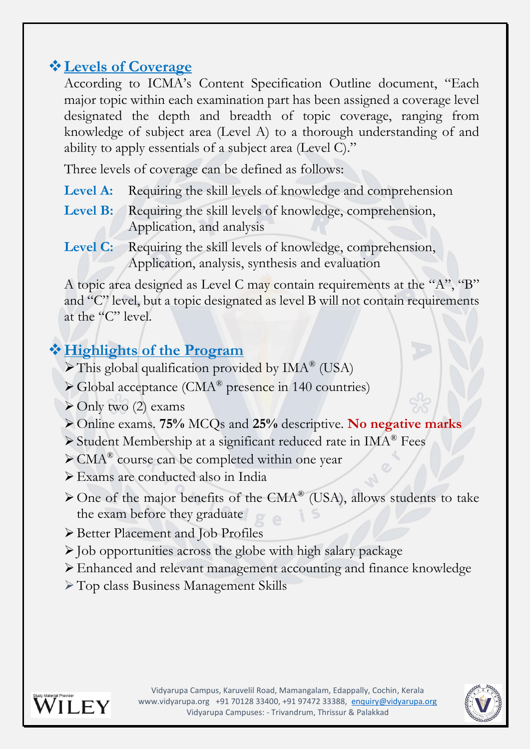## ❖ Levels of Coverage

According to ICMA's Content Specification Outline document, "Each major topic within each examination part has been assigned a coverage level designated the depth and breadth of topic coverage, ranging from knowledge of subject area (Level A) to a thorough understanding of and ability to apply essentials of a subject area (Level C)."

Three levels of coverage can be defined as follows:

**Level A:** Requiring the skill levels of knowledge and comprehension

**Level B:** Requiring the skill levels of knowledge, comprehension, Application, and analysis

**Level C:** Requiring the skill levels of knowledge, comprehension, Application, analysis, synthesis and evaluation

A topic area designed as Level C may contain requirements at the "A", "B" and "C" level, but a topic designated as level B will not contain requirements at the "C" level.

## ❖ Highlights of the Program

- This global qualification provided by IMA® (USA)
- Global acceptance (CMA® presence in 140 countries)
- Only two (2) exams
- Online exams. **75%** MCQs and **25%** descriptive. **No negative marks**
- Student Membership at a significant reduced rate in IMA® Fees
- CMA® course can be completed within one year
- Exams are conducted also in India
- One of the major benefits of the CMA® (USA), allows students to take the exam before they graduate
- Better Placement and Job Profiles
- Job opportunities across the globe with high salary package
- Enhanced and relevant management accounting and finance knowledge
- Top class Business Management Skills